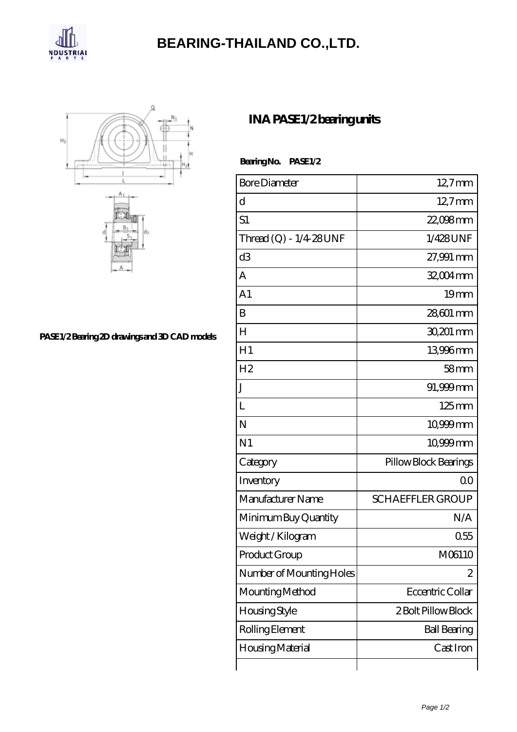# BEARING-THAILAND CO.,LTD.

PASE1/2 Bearing 2D drawings and 3D CAD models

## INA PASE1/2 bearing units

**Bearing No. PASE1/2**

| | |
|---|---|
| Bore Diameter | 12,7 mm |
| d | 12,7 mm |
| S1 | 22,098 mm |
| Thread (Q) - 1/4-28 UNF | 1/428 UNF |
| d3 | 27,991 mm |
| A | 32,004 mm |
| A1 | 19 mm |
| B | 28,601 mm |
| H | 30,201 mm |
| H1 | 13,996 mm |
| H2 | 58 mm |
| J | 91,999 mm |
| L | 125 mm |
| N | 10,999 mm |
| N1 | 10,999 mm |
| Category | Pillow Block Bearings |
| Inventory | 0.0 |
| Manufacturer Name | SCHAEFFLER GROUP |
| Minimum Buy Quantity | N/A |
| Weight / Kilogram | 0.55 |
| Product Group | M06110 |
| Number of Mounting Holes | 2 |
| Mounting Method | Eccentric Collar |
| Housing Style | 2 Bolt Pillow Block |
| Rolling Element | Ball Bearing |
| Housing Material | Cast Iron |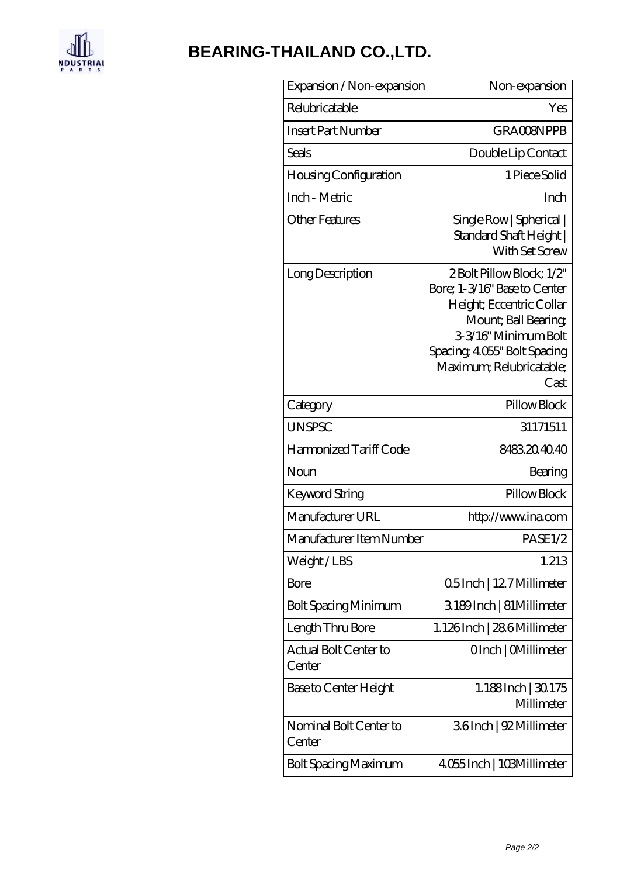# BEARING-THAILAND CO.,LTD.

| | |
|---|---|
| Expansion / Non-expansion | Non-expansion |
| Relubricatable | Yes |
| Insert Part Number | GRA008NPPB |
| Seals | Double Lip Contact |
| Housing Configuration | 1 Piece Solid |
| Inch - Metric | Inch |
| Other Features | Single Row \| Spherical \| Standard Shaft Height \| With Set Screw |
| Long Description | 2 Bolt Pillow Block; 1/2" Bore; 1-3/16" Base to Center Height; Eccentric Collar Mount; Ball Bearing; 3-3/16" Minimum Bolt Spacing; 4.055" Bolt Spacing Maximum; Relubricatable; Cast |
| Category | Pillow Block |
| UNSPSC | 31171511 |
| Harmonized Tariff Code | 8483.20.40.40 |
| Noun | Bearing |
| Keyword String | Pillow Block |
| Manufacturer URL | http://www.ina.com |
| Manufacturer Item Number | PASE1/2 |
| Weight / LBS | 1.213 |
| Bore | 0.5 Inch \| 12.7 Millimeter |
| Bolt Spacing Minimum | 3.189 Inch \| 81 Millimeter |
| Length Thru Bore | 1.126 Inch \| 28.6 Millimeter |
| Actual Bolt Center to Center | 0 Inch \| 0 Millimeter |
| Base to Center Height | 1.188 Inch \| 30.175 Millimeter |
| Nominal Bolt Center to Center | 3.6 Inch \| 92 Millimeter |
| Bolt Spacing Maximum | 4.055 Inch \| 103 Millimeter |